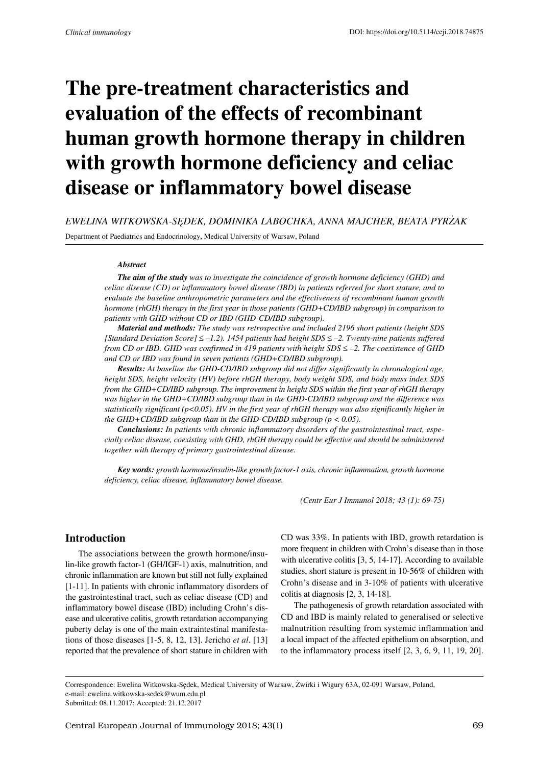# The pre-treatment characteristics and evaluation of the effects of recombinant human growth hormone therapy in children with growth hormone deficiency and celiac disease or inflammatory bowel disease

*EWELINA WITKOWSKA-SĘDEK, DOMINIKA LABOCHKA, ANNA MAJCHER, BEATA PYRŻAK*

Department of Paediatrics and Endocrinology, Medical University of Warsaw, Poland

***Abstract***

***The aim of the study*** *was to investigate the coincidence of growth hormone deficiency (GHD) and celiac disease (CD) or inflammatory bowel disease (IBD) in patients referred for short stature, and to evaluate the baseline anthropometric parameters and the effectiveness of recombinant human growth hormone (rhGH) therapy in the first year in those patients (GHD+CD/IBD subgroup) in comparison to patients with GHD without CD or IBD (GHD-CD/IBD subgroup).*

***Material and methods:*** *The study was retrospective and included 2196 short patients (height SDS [Standard Deviation Score] ≤ –1.2). 1454 patients had height SDS ≤ –2. Twenty-nine patients suffered from CD or IBD. GHD was confirmed in 419 patients with height SDS ≤ –2. The coexistence of GHD and CD or IBD was found in seven patients (GHD+CD/IBD subgroup).*

***Results:*** *At baseline the GHD-CD/IBD subgroup did not differ significantly in chronological age, height SDS, height velocity (HV) before rhGH therapy, body weight SDS, and body mass index SDS from the GHD+CD/IBD subgroup. The improvement in height SDS within the first year of rhGH therapy was higher in the GHD+CD/IBD subgroup than in the GHD-CD/IBD subgroup and the difference was statistically significant ($p<0.05$). HV in the first year of rhGH therapy was also significantly higher in the GHD+CD/IBD subgroup than in the GHD-CD/IBD subgroup ($p < 0.05$).*

***Conclusions:*** *In patients with chronic inflammatory disorders of the gastrointestinal tract, especially celiac disease, coexisting with GHD, rhGH therapy could be effective and should be administered together with therapy of primary gastrointestinal disease.*

***Key words:*** *growth hormone/insulin-like growth factor-1 axis, chronic inflammation, growth hormone deficiency, celiac disease, inflammatory bowel disease.*

*(Centr Eur J Immunol 2018; 43 (1): 69-75)*

## Introduction

The associations between the growth hormone/insulin-like growth factor-1 (GH/IGF-1) axis, malnutrition, and chronic inflammation are known but still not fully explained [1-11]. In patients with chronic inflammatory disorders of the gastrointestinal tract, such as celiac disease (CD) and inflammatory bowel disease (IBD) including Crohn's disease and ulcerative colitis, growth retardation accompanying puberty delay is one of the main extraintestinal manifestations of those diseases [1-5, 8, 12, 13]. Jericho *et al*. [13] reported that the prevalence of short stature in children with CD was 33%. In patients with IBD, growth retardation is more frequent in children with Crohn's disease than in those with ulcerative colitis [3, 5, 14-17]. According to available studies, short stature is present in 10-56% of children with Crohn's disease and in 3-10% of patients with ulcerative colitis at diagnosis [2, 3, 14-18].

The pathogenesis of growth retardation associated with CD and IBD is mainly related to generalised or selective malnutrition resulting from systemic inflammation and a local impact of the affected epithelium on absorption, and to the inflammatory process itself [2, 3, 6, 9, 11, 19, 20].

Correspondence: Ewelina Witkowska-Sędek, Medical University of Warsaw, Żwirki i Wigury 63A, 02-091 Warsaw, Poland, e-mail: ewelina.witkowska-sedek@wum.edu.pl
Submitted: 08.11.2017; Accepted: 21.12.2017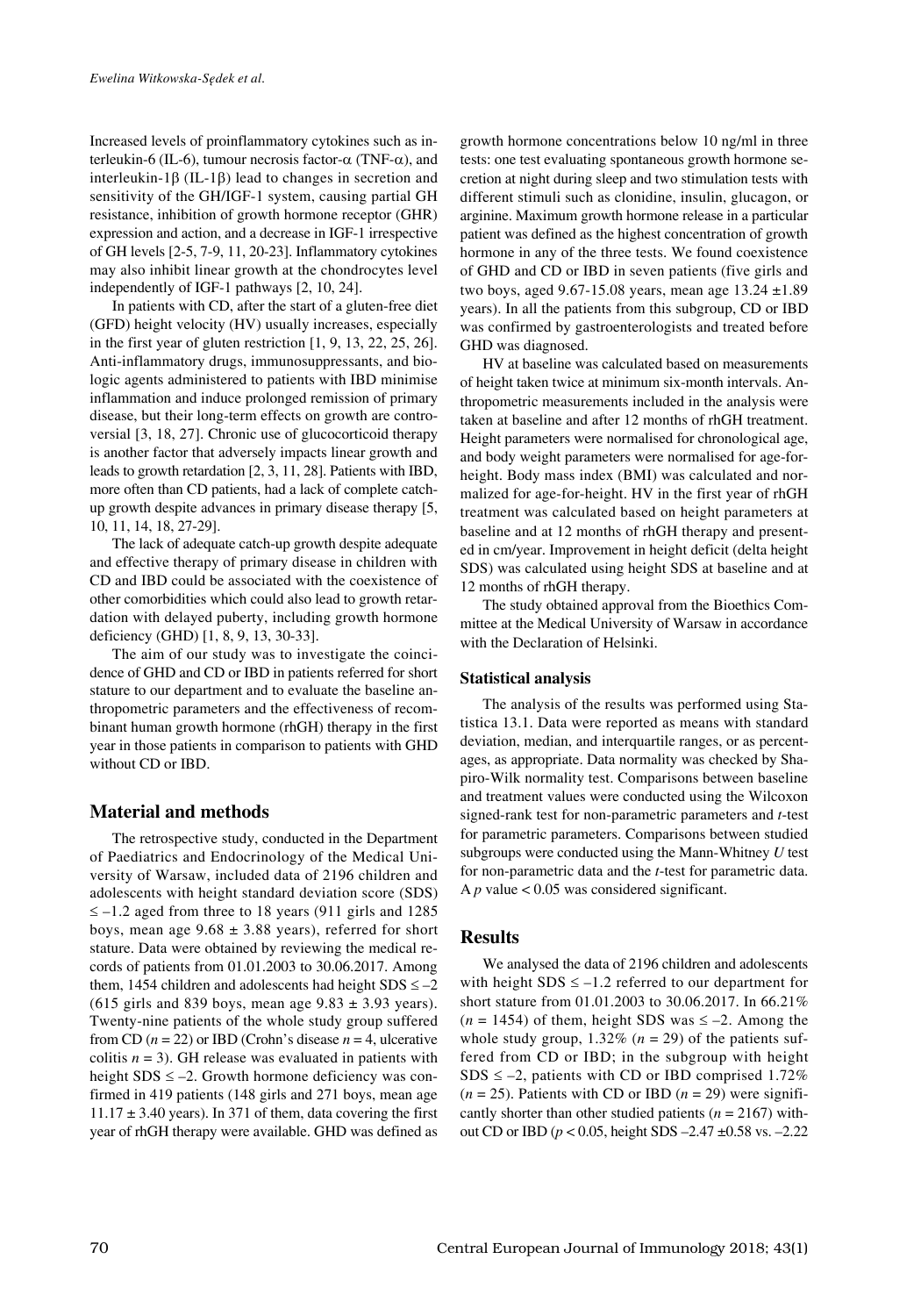Increased levels of proinflammatory cytokines such as interleukin-6 (IL-6), tumour necrosis factor-α (TNF-α), and interleukin-1β (IL-1β) lead to changes in secretion and sensitivity of the GH/IGF-1 system, causing partial GH resistance, inhibition of growth hormone receptor (GHR) expression and action, and a decrease in IGF-1 irrespective of GH levels [2-5, 7-9, 11, 20-23]. Inflammatory cytokines may also inhibit linear growth at the chondrocytes level independently of IGF-1 pathways [2, 10, 24].

In patients with CD, after the start of a gluten-free diet (GFD) height velocity (HV) usually increases, especially in the first year of gluten restriction [1, 9, 13, 22, 25, 26]. Anti-inflammatory drugs, immunosuppressants, and biologic agents administered to patients with IBD minimise inflammation and induce prolonged remission of primary disease, but their long-term effects on growth are controversial [3, 18, 27]. Chronic use of glucocorticoid therapy is another factor that adversely impacts linear growth and leads to growth retardation [2, 3, 11, 28]. Patients with IBD, more often than CD patients, had a lack of complete catch-up growth despite advances in primary disease therapy [5, 10, 11, 14, 18, 27-29].

The lack of adequate catch-up growth despite adequate and effective therapy of primary disease in children with CD and IBD could be associated with the coexistence of other comorbidities which could also lead to growth retardation with delayed puberty, including growth hormone deficiency (GHD) [1, 8, 9, 13, 30-33].

The aim of our study was to investigate the coincidence of GHD and CD or IBD in patients referred for short stature to our department and to evaluate the baseline anthropometric parameters and the effectiveness of recombinant human growth hormone (rhGH) therapy in the first year in those patients in comparison to patients with GHD without CD or IBD.

## Material and methods

The retrospective study, conducted in the Department of Paediatrics and Endocrinology of the Medical University of Warsaw, included data of 2196 children and adolescents with height standard deviation score (SDS) $\leq -1.2$ aged from three to 18 years (911 girls and 1285 boys, mean age $9.68 \pm 3.88$ years), referred for short stature. Data were obtained by reviewing the medical records of patients from 01.01.2003 to 30.06.2017. Among them, 1454 children and adolescents had height SDS $\leq -2$ (615 girls and 839 boys, mean age $9.83 \pm 3.93$ years). Twenty-nine patients of the whole study group suffered from CD ($n = 22$) or IBD (Crohn's disease $n = 4$, ulcerative colitis $n = 3$). GH release was evaluated in patients with height SDS $\leq -2$. Growth hormone deficiency was confirmed in 419 patients (148 girls and 271 boys, mean age $11.17 \pm 3.40$ years). In 371 of them, data covering the first year of rhGH therapy were available. GHD was defined as growth hormone concentrations below 10 ng/ml in three tests: one test evaluating spontaneous growth hormone secretion at night during sleep and two stimulation tests with different stimuli such as clonidine, insulin, glucagon, or arginine. Maximum growth hormone release in a particular patient was defined as the highest concentration of growth hormone in any of the three tests. We found coexistence of GHD and CD or IBD in seven patients (five girls and two boys, aged 9.67-15.08 years, mean age $13.24 \pm 1.89$ years). In all the patients from this subgroup, CD or IBD was confirmed by gastroenterologists and treated before GHD was diagnosed.

HV at baseline was calculated based on measurements of height taken twice at minimum six-month intervals. Anthropometric measurements included in the analysis were taken at baseline and after 12 months of rhGH treatment. Height parameters were normalised for chronological age, and body weight parameters were normalised for age-for-height. Body mass index (BMI) was calculated and normalized for age-for-height. HV in the first year of rhGH treatment was calculated based on height parameters at baseline and at 12 months of rhGH therapy and presented in cm/year. Improvement in height deficit (delta height SDS) was calculated using height SDS at baseline and at 12 months of rhGH therapy.

The study obtained approval from the Bioethics Committee at the Medical University of Warsaw in accordance with the Declaration of Helsinki.

### Statistical analysis

The analysis of the results was performed using Statistica 13.1. Data were reported as means with standard deviation, median, and interquartile ranges, or as percentages, as appropriate. Data normality was checked by Shapiro-Wilk normality test. Comparisons between baseline and treatment values were conducted using the Wilcoxon signed-rank test for non-parametric parameters and *t*-test for parametric parameters. Comparisons between studied subgroups were conducted using the Mann-Whitney *U* test for non-parametric data and the *t*-test for parametric data. A $p$ value $< 0.05$ was considered significant.

## Results

We analysed the data of 2196 children and adolescents with height SDS $\leq -1.2$ referred to our department for short stature from 01.01.2003 to 30.06.2017. In 66.21% ($n = 1454$) of them, height SDS was $\leq -2$. Among the whole study group, 1.32% ($n = 29$) of the patients suffered from CD or IBD; in the subgroup with height SDS $\leq -2$, patients with CD or IBD comprised 1.72% ($n = 25$). Patients with CD or IBD ($n = 29$) were significantly shorter than other studied patients ($n = 2167$) without CD or IBD ($p < 0.05$, height SDS $-2.47 \pm 0.58$ vs. $-2.22$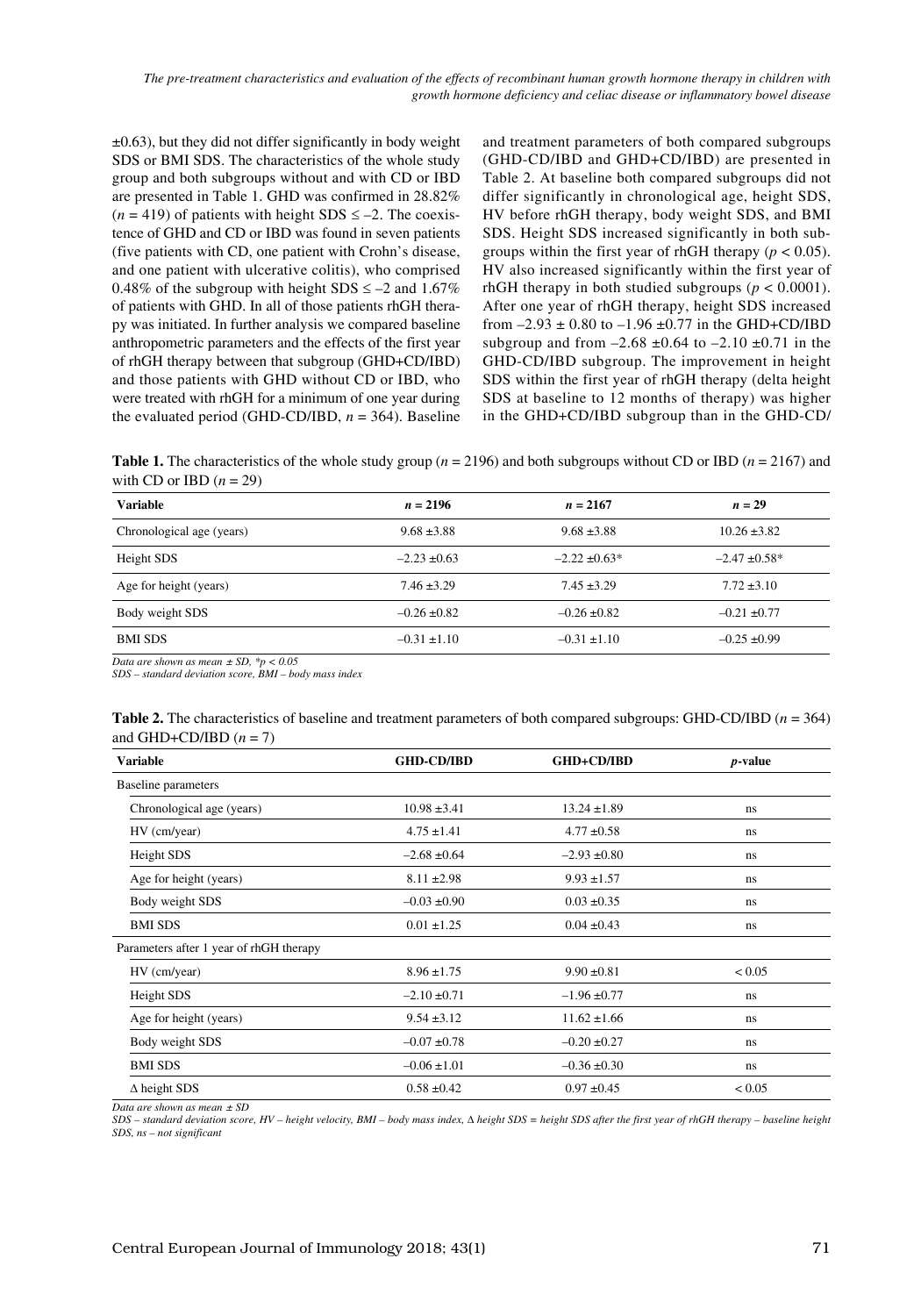±0.63), but they did not differ significantly in body weight SDS or BMI SDS. The characteristics of the whole study group and both subgroups without and with CD or IBD are presented in Table 1. GHD was confirmed in 28.82% ($n$ = 419) of patients with height SDS ≤ –2. The coexistence of GHD and CD or IBD was found in seven patients (five patients with CD, one patient with Crohn's disease, and one patient with ulcerative colitis), who comprised 0.48% of the subgroup with height SDS ≤ –2 and 1.67% of patients with GHD. In all of those patients rhGH therapy was initiated. In further analysis we compared baseline anthropometric parameters and the effects of the first year of rhGH therapy between that subgroup (GHD+CD/IBD) and those patients with GHD without CD or IBD, who were treated with rhGH for a minimum of one year during the evaluated period (GHD-CD/IBD, $n$ = 364). Baseline and treatment parameters of both compared subgroups (GHD-CD/IBD and GHD+CD/IBD) are presented in Table 2. At baseline both compared subgroups did not differ significantly in chronological age, height SDS, HV before rhGH therapy, body weight SDS, and BMI SDS. Height SDS increased significantly in both subgroups within the first year of rhGH therapy ($p < 0.05$). HV also increased significantly within the first year of rhGH therapy in both studied subgroups ($p < 0.0001$). After one year of rhGH therapy, height SDS increased from –2.93 ± 0.80 to –1.96 ±0.77 in the GHD+CD/IBD subgroup and from –2.68 ±0.64 to –2.10 ±0.71 in the GHD-CD/IBD subgroup. The improvement in height SDS within the first year of rhGH therapy (delta height SDS at baseline to 12 months of therapy) was higher in the GHD+CD/IBD subgroup than in the GHD-CD/

**Table 1.** The characteristics of the whole study group ($n$ = 2196) and both subgroups without CD or IBD ($n$ = 2167) and with CD or IBD ($n$ = 29)

| Variable | $n$ = 2196 | $n$ = 2167 | $n$ = 29 |
|---|---|---|---|
| Chronological age (years) | 9.68 ±3.88 | 9.68 ±3.88 | 10.26 ±3.82 |
| Height SDS | –2.23 ±0.63 | –2.22 ±0.63* | –2.47 ±0.58* |
| Age for height (years) | 7.46 ±3.29 | 7.45 ±3.29 | 7.72 ±3.10 |
| Body weight SDS | –0.26 ±0.82 | –0.26 ±0.82 | –0.21 ±0.77 |
| BMI SDS | –0.31 ±1.10 | –0.31 ±1.10 | –0.25 ±0.99 |

*Data are shown as mean ± SD, *p < 0.05*
*SDS – standard deviation score, BMI – body mass index*

**Table 2.** The characteristics of baseline and treatment parameters of both compared subgroups: GHD-CD/IBD ($n$ = 364) and GHD+CD/IBD ($n$ = 7)

| Variable | GHD-CD/IBD | GHD+CD/IBD | $p$-value |
|---|---|---|---|
| Baseline parameters | | | |
| Chronological age (years) | 10.98 ±3.41 | 13.24 ±1.89 | ns |
| HV (cm/year) | 4.75 ±1.41 | 4.77 ±0.58 | ns |
| Height SDS | –2.68 ±0.64 | –2.93 ±0.80 | ns |
| Age for height (years) | 8.11 ±2.98 | 9.93 ±1.57 | ns |
| Body weight SDS | –0.03 ±0.90 | 0.03 ±0.35 | ns |
| BMI SDS | 0.01 ±1.25 | 0.04 ±0.43 | ns |
| Parameters after 1 year of rhGH therapy | | | |
| HV (cm/year) | 8.96 ±1.75 | 9.90 ±0.81 | < 0.05 |
| Height SDS | –2.10 ±0.71 | –1.96 ±0.77 | ns |
| Age for height (years) | 9.54 ±3.12 | 11.62 ±1.66 | ns |
| Body weight SDS | –0.07 ±0.78 | –0.20 ±0.27 | ns |
| BMI SDS | –0.06 ±1.01 | –0.36 ±0.30 | ns |
| Δ height SDS | 0.58 ±0.42 | 0.97 ±0.45 | < 0.05 |

*Data are shown as mean ± SD*
*SDS – standard deviation score, HV – height velocity, BMI – body mass index, Δ height SDS = height SDS after the first year of rhGH therapy – baseline height SDS, ns – not significant*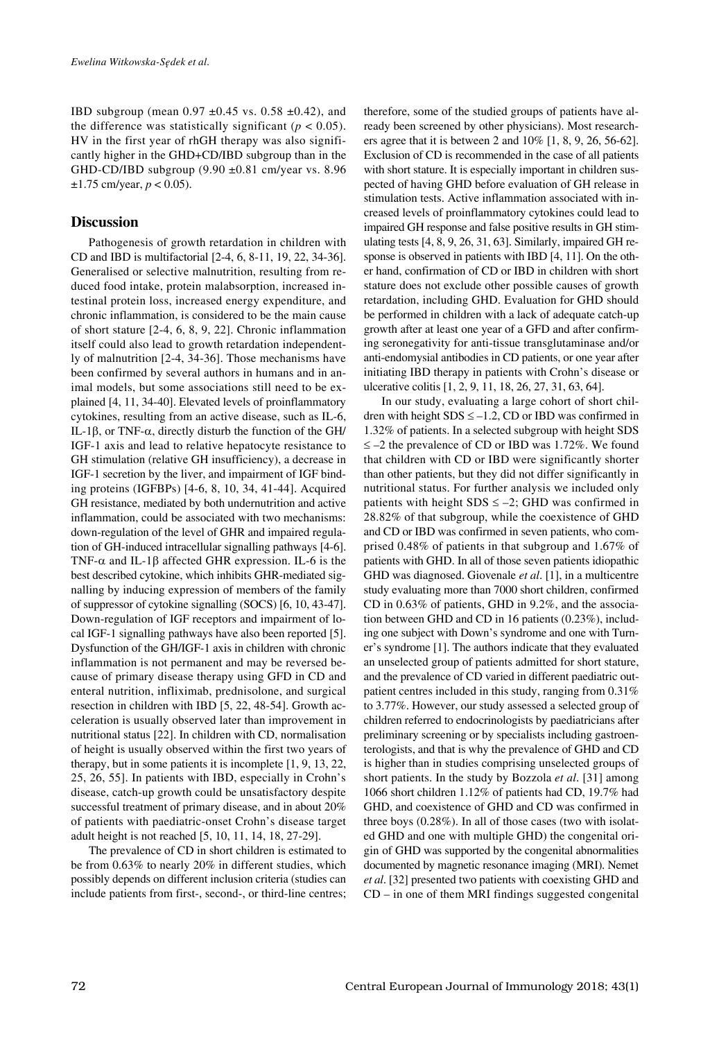IBD subgroup (mean 0.97 ±0.45 vs. 0.58 ±0.42), and the difference was statistically significant ($p < 0.05$). HV in the first year of rhGH therapy was also significantly higher in the GHD+CD/IBD subgroup than in the GHD-CD/IBD subgroup (9.90 ±0.81 cm/year vs. 8.96 ±1.75 cm/year, $p < 0.05$).

## Discussion

Pathogenesis of growth retardation in children with CD and IBD is multifactorial [2-4, 6, 8-11, 19, 22, 34-36]. Generalised or selective malnutrition, resulting from reduced food intake, protein malabsorption, increased intestinal protein loss, increased energy expenditure, and chronic inflammation, is considered to be the main cause of short stature [2-4, 6, 8, 9, 22]. Chronic inflammation itself could also lead to growth retardation independently of malnutrition [2-4, 34-36]. Those mechanisms have been confirmed by several authors in humans and in animal models, but some associations still need to be explained [4, 11, 34-40]. Elevated levels of proinflammatory cytokines, resulting from an active disease, such as IL-6, IL-1β, or TNF-α, directly disturb the function of the GH/IGF-1 axis and lead to relative hepatocyte resistance to GH stimulation (relative GH insufficiency), a decrease in IGF-1 secretion by the liver, and impairment of IGF binding proteins (IGFBPs) [4-6, 8, 10, 34, 41-44]. Acquired GH resistance, mediated by both undernutrition and active inflammation, could be associated with two mechanisms: down-regulation of the level of GHR and impaired regulation of GH-induced intracellular signalling pathways [4-6]. TNF-α and IL-1β affected GHR expression. IL-6 is the best described cytokine, which inhibits GHR-mediated signalling by inducing expression of members of the family of suppressor of cytokine signalling (SOCS) [6, 10, 43-47]. Down-regulation of IGF receptors and impairment of local IGF-1 signalling pathways have also been reported [5]. Dysfunction of the GH/IGF-1 axis in children with chronic inflammation is not permanent and may be reversed because of primary disease therapy using GFD in CD and enteral nutrition, infliximab, prednisolone, and surgical resection in children with IBD [5, 22, 48-54]. Growth acceleration is usually observed later than improvement in nutritional status [22]. In children with CD, normalisation of height is usually observed within the first two years of therapy, but in some patients it is incomplete [1, 9, 13, 22, 25, 26, 55]. In patients with IBD, especially in Crohn's disease, catch-up growth could be unsatisfactory despite successful treatment of primary disease, and in about 20% of patients with paediatric-onset Crohn's disease target adult height is not reached [5, 10, 11, 14, 18, 27-29].

The prevalence of CD in short children is estimated to be from 0.63% to nearly 20% in different studies, which possibly depends on different inclusion criteria (studies can include patients from first-, second-, or third-line centres; therefore, some of the studied groups of patients have already been screened by other physicians). Most researchers agree that it is between 2 and 10% [1, 8, 9, 26, 56-62]. Exclusion of CD is recommended in the case of all patients with short stature. It is especially important in children suspected of having GHD before evaluation of GH release in stimulation tests. Active inflammation associated with increased levels of proinflammatory cytokines could lead to impaired GH response and false positive results in GH stimulating tests [4, 8, 9, 26, 31, 63]. Similarly, impaired GH response is observed in patients with IBD [4, 11]. On the other hand, confirmation of CD or IBD in children with short stature does not exclude other possible causes of growth retardation, including GHD. Evaluation for GHD should be performed in children with a lack of adequate catch-up growth after at least one year of a GFD and after confirming seronegativity for anti-tissue transglutaminase and/or anti-endomysial antibodies in CD patients, or one year after initiating IBD therapy in patients with Crohn's disease or ulcerative colitis [1, 2, 9, 11, 18, 26, 27, 31, 63, 64].

In our study, evaluating a large cohort of short children with height SDS ≤ –1.2, CD or IBD was confirmed in 1.32% of patients. In a selected subgroup with height SDS ≤ –2 the prevalence of CD or IBD was 1.72%. We found that children with CD or IBD were significantly shorter than other patients, but they did not differ significantly in nutritional status. For further analysis we included only patients with height SDS ≤ –2; GHD was confirmed in 28.82% of that subgroup, while the coexistence of GHD and CD or IBD was confirmed in seven patients, who comprised 0.48% of patients in that subgroup and 1.67% of patients with GHD. In all of those seven patients idiopathic GHD was diagnosed. Giovenale *et al*. [1], in a multicentre study evaluating more than 7000 short children, confirmed CD in 0.63% of patients, GHD in 9.2%, and the association between GHD and CD in 16 patients (0.23%), including one subject with Down's syndrome and one with Turner's syndrome [1]. The authors indicate that they evaluated an unselected group of patients admitted for short stature, and the prevalence of CD varied in different paediatric outpatient centres included in this study, ranging from 0.31% to 3.77%. However, our study assessed a selected group of children referred to endocrinologists by paediatricians after preliminary screening or by specialists including gastroenterologists, and that is why the prevalence of GHD and CD is higher than in studies comprising unselected groups of short patients. In the study by Bozzola *et al*. [31] among 1066 short children 1.12% of patients had CD, 19.7% had GHD, and coexistence of GHD and CD was confirmed in three boys (0.28%). In all of those cases (two with isolated GHD and one with multiple GHD) the congenital origin of GHD was supported by the congenital abnormalities documented by magnetic resonance imaging (MRI). Nemet *et al*. [32] presented two patients with coexisting GHD and CD – in one of them MRI findings suggested congenital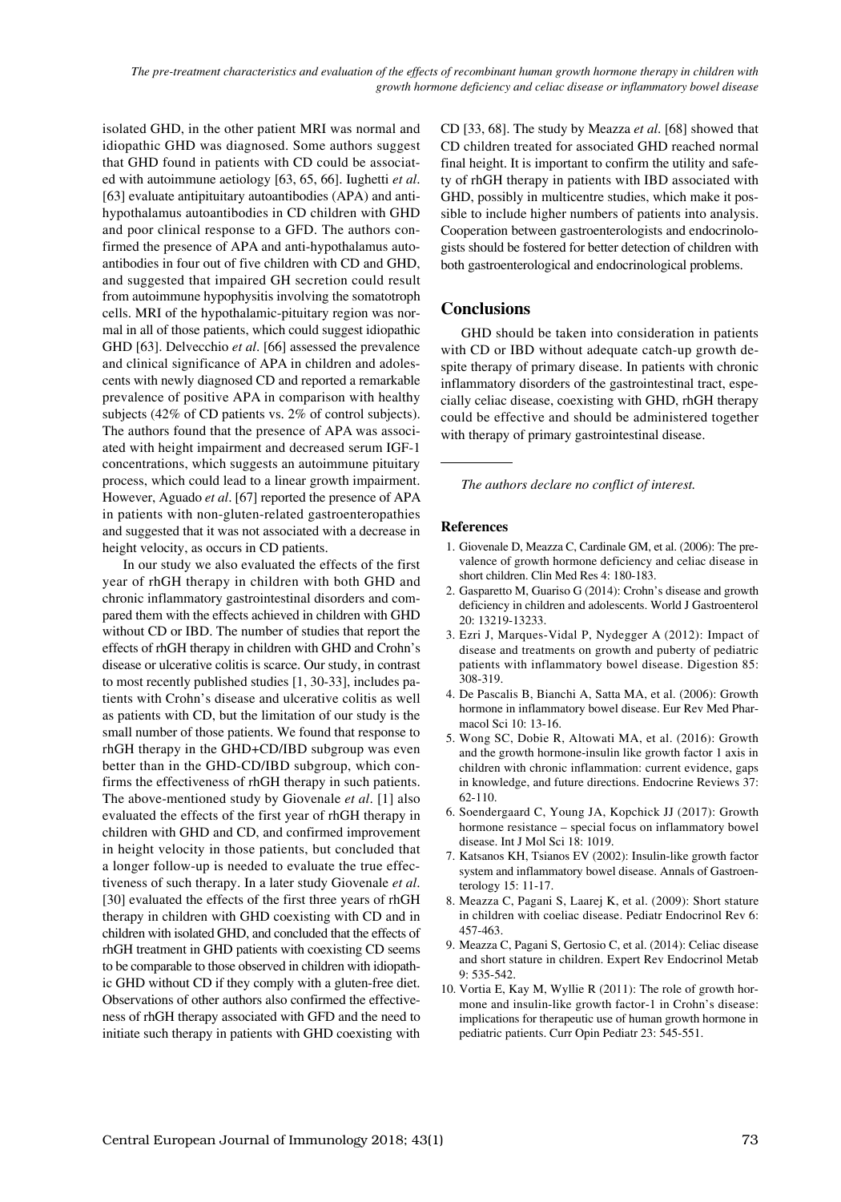isolated GHD, in the other patient MRI was normal and idiopathic GHD was diagnosed. Some authors suggest that GHD found in patients with CD could be associated with autoimmune aetiology [63, 65, 66]. Iughetti *et al.* [63] evaluate antipituitary autoantibodies (APA) and anti-hypothalamus autoantibodies in CD children with GHD and poor clinical response to a GFD. The authors confirmed the presence of APA and anti-hypothalamus autoantibodies in four out of five children with CD and GHD, and suggested that impaired GH secretion could result from autoimmune hypophysitis involving the somatotroph cells. MRI of the hypothalamic-pituitary region was normal in all of those patients, which could suggest idiopathic GHD [63]. Delvecchio *et al.* [66] assessed the prevalence and clinical significance of APA in children and adolescents with newly diagnosed CD and reported a remarkable prevalence of positive APA in comparison with healthy subjects (42% of CD patients vs. 2% of control subjects). The authors found that the presence of APA was associated with height impairment and decreased serum IGF-1 concentrations, which suggests an autoimmune pituitary process, which could lead to a linear growth impairment. However, Aguado *et al.* [67] reported the presence of APA in patients with non-gluten-related gastroenteropathies and suggested that it was not associated with a decrease in height velocity, as occurs in CD patients.

In our study we also evaluated the effects of the first year of rhGH therapy in children with both GHD and chronic inflammatory gastrointestinal disorders and compared them with the effects achieved in children with GHD without CD or IBD. The number of studies that report the effects of rhGH therapy in children with GHD and Crohn's disease or ulcerative colitis is scarce. Our study, in contrast to most recently published studies [1, 30-33], includes patients with Crohn's disease and ulcerative colitis as well as patients with CD, but the limitation of our study is the small number of those patients. We found that response to rhGH therapy in the GHD+CD/IBD subgroup was even better than in the GHD-CD/IBD subgroup, which confirms the effectiveness of rhGH therapy in such patients. The above-mentioned study by Giovenale *et al.* [1] also evaluated the effects of the first year of rhGH therapy in children with GHD and CD, and confirmed improvement in height velocity in those patients, but concluded that a longer follow-up is needed to evaluate the true effectiveness of such therapy. In a later study Giovenale *et al.* [30] evaluated the effects of the first three years of rhGH therapy in children with GHD coexisting with CD and in children with isolated GHD, and concluded that the effects of rhGH treatment in GHD patients with coexisting CD seems to be comparable to those observed in children with idiopathic GHD without CD if they comply with a gluten-free diet. Observations of other authors also confirmed the effectiveness of rhGH therapy associated with GFD and the need to initiate such therapy in patients with GHD coexisting with CD [33, 68]. The study by Meazza *et al.* [68] showed that CD children treated for associated GHD reached normal final height. It is important to confirm the utility and safety of rhGH therapy in patients with IBD associated with GHD, possibly in multicentre studies, which make it possible to include higher numbers of patients into analysis. Cooperation between gastroenterologists and endocrinologists should be fostered for better detection of children with both gastroenterological and endocrinological problems.

## Conclusions

GHD should be taken into consideration in patients with CD or IBD without adequate catch-up growth despite therapy of primary disease. In patients with chronic inflammatory disorders of the gastrointestinal tract, especially celiac disease, coexisting with GHD, rhGH therapy could be effective and should be administered together with therapy of primary gastrointestinal disease.

*The authors declare no conflict of interest.*

### References

1. Giovenale D, Meazza C, Cardinale GM, et al. (2006): The prevalence of growth hormone deficiency and celiac disease in short children. Clin Med Res 4: 180-183.
2. Gasparetto M, Guariso G (2014): Crohn's disease and growth deficiency in children and adolescents. World J Gastroenterol 20: 13219-13233.
3. Ezri J, Marques-Vidal P, Nydegger A (2012): Impact of disease and treatments on growth and puberty of pediatric patients with inflammatory bowel disease. Digestion 85: 308-319.
4. De Pascalis B, Bianchi A, Satta MA, et al. (2006): Growth hormone in inflammatory bowel disease. Eur Rev Med Pharmacol Sci 10: 13-16.
5. Wong SC, Dobie R, Altowati MA, et al. (2016): Growth and the growth hormone-insulin like growth factor 1 axis in children with chronic inflammation: current evidence, gaps in knowledge, and future directions. Endocrine Reviews 37: 62-110.
6. Soendergaard C, Young JA, Kopchick JJ (2017): Growth hormone resistance – special focus on inflammatory bowel disease. Int J Mol Sci 18: 1019.
7. Katsanos KH, Tsianos EV (2002): Insulin-like growth factor system and inflammatory bowel disease. Annals of Gastroenterology 15: 11-17.
8. Meazza C, Pagani S, Laarej K, et al. (2009): Short stature in children with coeliac disease. Pediatr Endocrinol Rev 6: 457-463.
9. Meazza C, Pagani S, Gertosio C, et al. (2014): Celiac disease and short stature in children. Expert Rev Endocrinol Metab 9: 535-542.
10. Vortia E, Kay M, Wyllie R (2011): The role of growth hormone and insulin-like growth factor-1 in Crohn's disease: implications for therapeutic use of human growth hormone in pediatric patients. Curr Opin Pediatr 23: 545-551.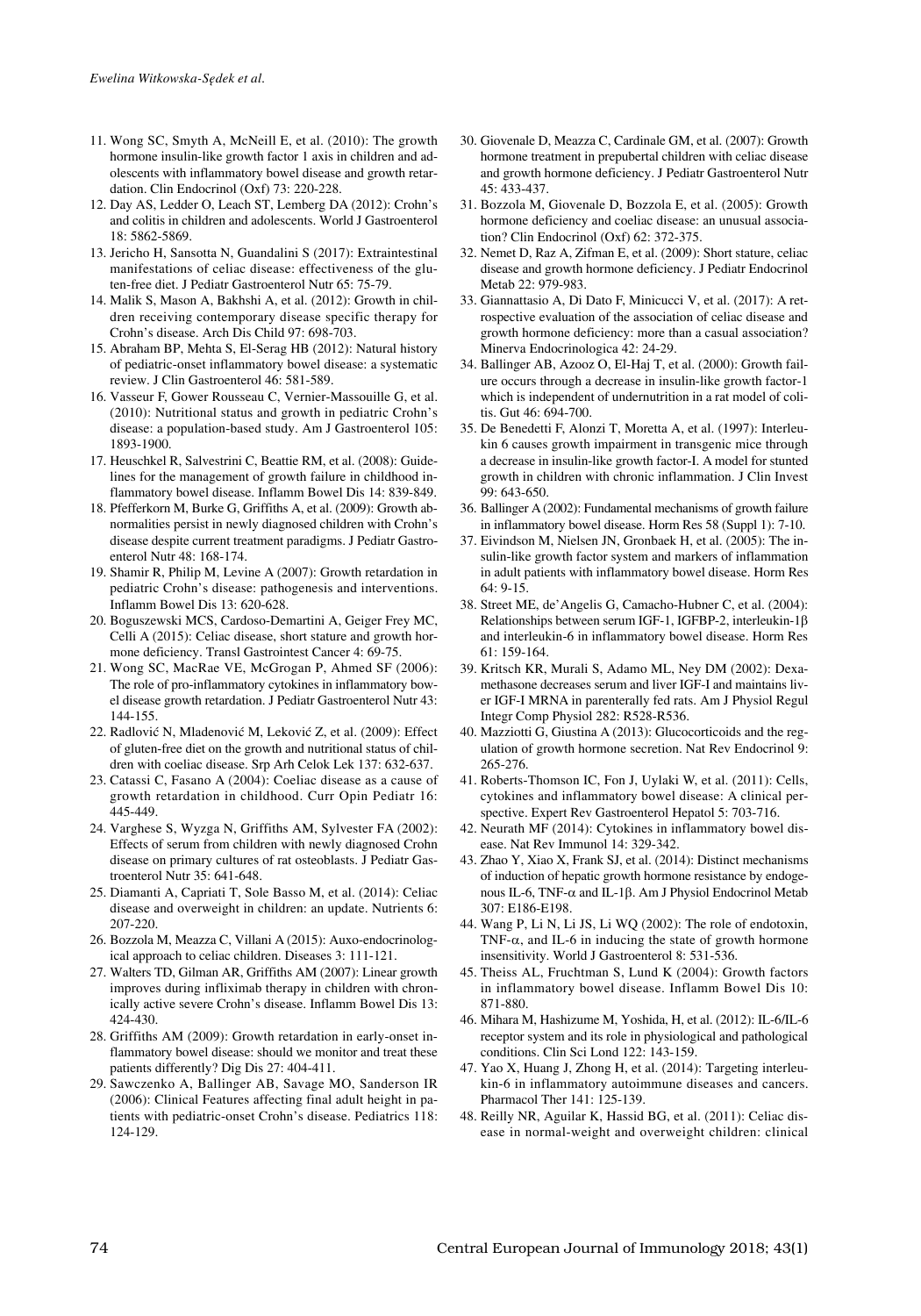11. Wong SC, Smyth A, McNeill E, et al. (2010): The growth hormone insulin-like growth factor 1 axis in children and adolescents with inflammatory bowel disease and growth retardation. Clin Endocrinol (Oxf) 73: 220-228.
12. Day AS, Ledder O, Leach ST, Lemberg DA (2012): Crohn's and colitis in children and adolescents. World J Gastroenterol 18: 5862-5869.
13. Jericho H, Sansotta N, Guandalini S (2017): Extraintestinal manifestations of celiac disease: effectiveness of the gluten-free diet. J Pediatr Gastroenterol Nutr 65: 75-79.
14. Malik S, Mason A, Bakhshi A, et al. (2012): Growth in children receiving contemporary disease specific therapy for Crohn's disease. Arch Dis Child 97: 698-703.
15. Abraham BP, Mehta S, El-Serag HB (2012): Natural history of pediatric-onset inflammatory bowel disease: a systematic review. J Clin Gastroenterol 46: 581-589.
16. Vasseur F, Gower Rousseau C, Vernier-Massouille G, et al. (2010): Nutritional status and growth in pediatric Crohn's disease: a population-based study. Am J Gastroenterol 105: 1893-1900.
17. Heuschkel R, Salvestrini C, Beattie RM, et al. (2008): Guidelines for the management of growth failure in childhood inflammatory bowel disease. Inflamm Bowel Dis 14: 839-849.
18. Pfefferkorn M, Burke G, Griffiths A, et al. (2009): Growth abnormalities persist in newly diagnosed children with Crohn's disease despite current treatment paradigms. J Pediatr Gastroenterol Nutr 48: 168-174.
19. Shamir R, Philip M, Levine A (2007): Growth retardation in pediatric Crohn's disease: pathogenesis and interventions. Inflamm Bowel Dis 13: 620-628.
20. Boguszewski MCS, Cardoso-Demartini A, Geiger Frey MC, Celli A (2015): Celiac disease, short stature and growth hormone deficiency. Transl Gastrointest Cancer 4: 69-75.
21. Wong SC, MacRae VE, McGrogan P, Ahmed SF (2006): The role of pro-inflammatory cytokines in inflammatory bowel disease growth retardation. J Pediatr Gastroenterol Nutr 43: 144-155.
22. Radlović N, Mladenović M, Leković Z, et al. (2009): Effect of gluten-free diet on the growth and nutritional status of children with coeliac disease. Srp Arh Celok Lek 137: 632-637.
23. Catassi C, Fasano A (2004): Coeliac disease as a cause of growth retardation in childhood. Curr Opin Pediatr 16: 445-449.
24. Varghese S, Wyzga N, Griffiths AM, Sylvester FA (2002): Effects of serum from children with newly diagnosed Crohn disease on primary cultures of rat osteoblasts. J Pediatr Gastroenterol Nutr 35: 641-648.
25. Diamanti A, Capriati T, Sole Basso M, et al. (2014): Celiac disease and overweight in children: an update. Nutrients 6: 207-220.
26. Bozzola M, Meazza C, Villani A (2015): Auxo-endocrinological approach to celiac children. Diseases 3: 111-121.
27. Walters TD, Gilman AR, Griffiths AM (2007): Linear growth improves during infliximab therapy in children with chronically active severe Crohn's disease. Inflamm Bowel Dis 13: 424-430.
28. Griffiths AM (2009): Growth retardation in early-onset inflammatory bowel disease: should we monitor and treat these patients differently? Dig Dis 27: 404-411.
29. Sawczenko A, Ballinger AB, Savage MO, Sanderson IR (2006): Clinical Features affecting final adult height in patients with pediatric-onset Crohn's disease. Pediatrics 118: 124-129.
30. Giovenale D, Meazza C, Cardinale GM, et al. (2007): Growth hormone treatment in prepubertal children with celiac disease and growth hormone deficiency. J Pediatr Gastroenterol Nutr 45: 433-437.
31. Bozzola M, Giovenale D, Bozzola E, et al. (2005): Growth hormone deficiency and coeliac disease: an unusual association? Clin Endocrinol (Oxf) 62: 372-375.
32. Nemet D, Raz A, Zifman E, et al. (2009): Short stature, celiac disease and growth hormone deficiency. J Pediatr Endocrinol Metab 22: 979-983.
33. Giannattasio A, Di Dato F, Minicucci V, et al. (2017): A retrospective evaluation of the association of celiac disease and growth hormone deficiency: more than a casual association? Minerva Endocrinologica 42: 24-29.
34. Ballinger AB, Azooz O, El-Haj T, et al. (2000): Growth failure occurs through a decrease in insulin-like growth factor-1 which is independent of undernutrition in a rat model of colitis. Gut 46: 694-700.
35. De Benedetti F, Alonzi T, Moretta A, et al. (1997): Interleukin 6 causes growth impairment in transgenic mice through a decrease in insulin-like growth factor-I. A model for stunted growth in children with chronic inflammation. J Clin Invest 99: 643-650.
36. Ballinger A (2002): Fundamental mechanisms of growth failure in inflammatory bowel disease. Horm Res 58 (Suppl 1): 7-10.
37. Eivindson M, Nielsen JN, Gronbaek H, et al. (2005): The insulin-like growth factor system and markers of inflammation in adult patients with inflammatory bowel disease. Horm Res 64: 9-15.
38. Street ME, de'Angelis G, Camacho-Hubner C, et al. (2004): Relationships between serum IGF-1, IGFBP-2, interleukin-1β and interleukin-6 in inflammatory bowel disease. Horm Res 61: 159-164.
39. Kritsch KR, Murali S, Adamo ML, Ney DM (2002): Dexamethasone decreases serum and liver IGF-I and maintains liver IGF-I MRNA in parenterally fed rats. Am J Physiol Regul Integr Comp Physiol 282: R528-R536.
40. Mazziotti G, Giustina A (2013): Glucocorticoids and the regulation of growth hormone secretion. Nat Rev Endocrinol 9: 265-276.
41. Roberts-Thomson IC, Fon J, Uylaki W, et al. (2011): Cells, cytokines and inflammatory bowel disease: A clinical perspective. Expert Rev Gastroenterol Hepatol 5: 703-716.
42. Neurath MF (2014): Cytokines in inflammatory bowel disease. Nat Rev Immunol 14: 329-342.
43. Zhao Y, Xiao X, Frank SJ, et al. (2014): Distinct mechanisms of induction of hepatic growth hormone resistance by endogenous IL-6, TNF-α and IL-1β. Am J Physiol Endocrinol Metab 307: E186-E198.
44. Wang P, Li N, Li JS, Li WQ (2002): The role of endotoxin, TNF-α, and IL-6 in inducing the state of growth hormone insensitivity. World J Gastroenterol 8: 531-536.
45. Theiss AL, Fruchtman S, Lund K (2004): Growth factors in inflammatory bowel disease. Inflamm Bowel Dis 10: 871-880.
46. Mihara M, Hashizume M, Yoshida, H, et al. (2012): IL-6/IL-6 receptor system and its role in physiological and pathological conditions. Clin Sci Lond 122: 143-159.
47. Yao X, Huang J, Zhong H, et al. (2014): Targeting interleukin-6 in inflammatory autoimmune diseases and cancers. Pharmacol Ther 141: 125-139.
48. Reilly NR, Aguilar K, Hassid BG, et al. (2011): Celiac disease in normal-weight and overweight children: clinical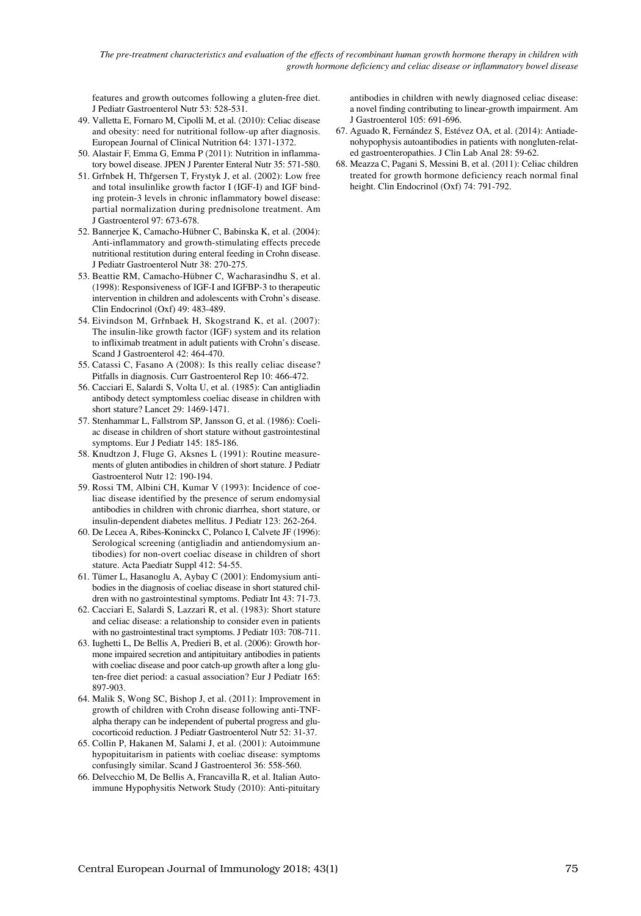features and growth outcomes following a gluten-free diet. J Pediatr Gastroenterol Nutr 53: 528-531.

49. Valletta E, Fornaro M, Cipolli M, et al. (2010): Celiac disease and obesity: need for nutritional follow-up after diagnosis. European Journal of Clinical Nutrition 64: 1371-1372.
50. Alastair F, Emma G, Emma P (2011): Nutrition in inflammatory bowel disease. JPEN J Parenter Enteral Nutr 35: 571-580.
51. Grřnbek H, Thřgersen T, Frystyk J, et al. (2002): Low free and total insulinlike growth factor I (IGF-I) and IGF binding protein-3 levels in chronic inflammatory bowel disease: partial normalization during prednisolone treatment. Am J Gastroenterol 97: 673-678.
52. Bannerjee K, Camacho-Hübner C, Babinska K, et al. (2004): Anti-inflammatory and growth-stimulating effects precede nutritional restitution during enteral feeding in Crohn disease. J Pediatr Gastroenterol Nutr 38: 270-275.
53. Beattie RM, Camacho-Hübner C, Wacharasindhu S, et al. (1998): Responsiveness of IGF-I and IGFBP-3 to therapeutic intervention in children and adolescents with Crohn's disease. Clin Endocrinol (Oxf) 49: 483-489.
54. Eivindson M, Grřnbaek H, Skogstrand K, et al. (2007): The insulin-like growth factor (IGF) system and its relation to infliximab treatment in adult patients with Crohn's disease. Scand J Gastroenterol 42: 464-470.
55. Catassi C, Fasano A (2008): Is this really celiac disease? Pitfalls in diagnosis. Curr Gastroenterol Rep 10: 466-472.
56. Cacciari E, Salardi S, Volta U, et al. (1985): Can antigliadin antibody detect symptomless coeliac disease in children with short stature? Lancet 29: 1469-1471.
57. Stenhammar L, Fallstrom SP, Jansson G, et al. (1986): Coeliac disease in children of short stature without gastrointestinal symptoms. Eur J Pediatr 145: 185-186.
58. Knudtzon J, Fluge G, Aksnes L (1991): Routine measurements of gluten antibodies in children of short stature. J Pediatr Gastroenterol Nutr 12: 190-194.
59. Rossi TM, Albini CH, Kumar V (1993): Incidence of coeliac disease identified by the presence of serum endomysial antibodies in children with chronic diarrhea, short stature, or insulin-dependent diabetes mellitus. J Pediatr 123: 262-264.
60. De Lecea A, Ribes-Koninckx C, Polanco I, Calvete JF (1996): Serological screening (antigliadin and antiendomysium antibodies) for non-overt coeliac disease in children of short stature. Acta Paediatr Suppl 412: 54-55.
61. Tümer L, Hasanoglu A, Aybay C (2001): Endomysium antibodies in the diagnosis of coeliac disease in short statured children with no gastrointestinal symptoms. Pediatr Int 43: 71-73.
62. Cacciari E, Salardi S, Lazzari R, et al. (1983): Short stature and celiac disease: a relationship to consider even in patients with no gastrointestinal tract symptoms. J Pediatr 103: 708-711.
63. Iughetti L, De Bellis A, Predieri B, et al. (2006): Growth hormone impaired secretion and antipituitary antibodies in patients with coeliac disease and poor catch-up growth after a long gluten-free diet period: a casual association? Eur J Pediatr 165: 897-903.
64. Malik S, Wong SC, Bishop J, et al. (2011): Improvement in growth of children with Crohn disease following anti-TNF-alpha therapy can be independent of pubertal progress and glucocorticoid reduction. J Pediatr Gastroenterol Nutr 52: 31-37.
65. Collin P, Hakanen M, Salami J, et al. (2001): Autoimmune hypopituitarism in patients with coeliac disease: symptoms confusingly similar. Scand J Gastroenterol 36: 558-560.
66. Delvecchio M, De Bellis A, Francavilla R, et al. Italian Autoimmune Hypophysitis Network Study (2010): Anti-pituitary antibodies in children with newly diagnosed celiac disease: a novel finding contributing to linear-growth impairment. Am J Gastroenterol 105: 691-696.
67. Aguado R, Fernández S, Estévez OA, et al. (2014): Antiadenohypophysis autoantibodies in patients with nongluten-related gastroenteropathies. J Clin Lab Anal 28: 59-62.
68. Meazza C, Pagani S, Messini B, et al. (2011): Celiac children treated for growth hormone deficiency reach normal final height. Clin Endocrinol (Oxf) 74: 791-792.